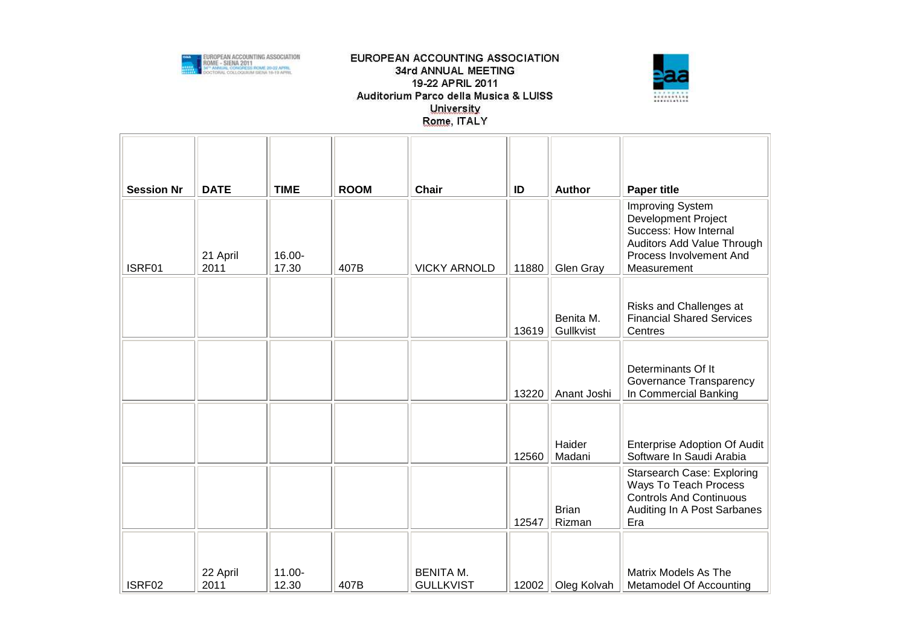# EUROPEAN ACCOUNTING ASSOCIATION
## 34rd ANNUAL MEETING
## 19-22 APRIL 2011
## Auditorium Parco della Musica & LUISS University
## Rome, ITALY

| Session Nr | DATE | TIME | ROOM | Chair | ID | Author | Paper title |
| --- | --- | --- | --- | --- | --- | --- | --- |
| ISRF01 | 21 April 2011 | 16.00-17.30 | 407B | VICKY ARNOLD | 11880 | Glen Gray | Improving System Development Project Success: How Internal Auditors Add Value Through Process Involvement And Measurement |
| | | | | | 13619 | Benita M. Gullkvist | Risks and Challenges at Financial Shared Services Centres |
| | | | | | 13220 | Anant Joshi | Determinants Of It Governance Transparency In Commercial Banking |
| | | | | | 12560 | Haider Madani | Enterprise Adoption Of Audit Software In Saudi Arabia |
| | | | | | 12547 | Brian Rizman | Starsearch Case: Exploring Ways To Teach Process Controls And Continuous Auditing In A Post Sarbanes Era |
| ISRF02 | 22 April 2011 | 11.00-12.30 | 407B | BENITA M. GULLKVIST | 12002 | Oleg Kolvah | Matrix Models As The Metamodel Of Accounting |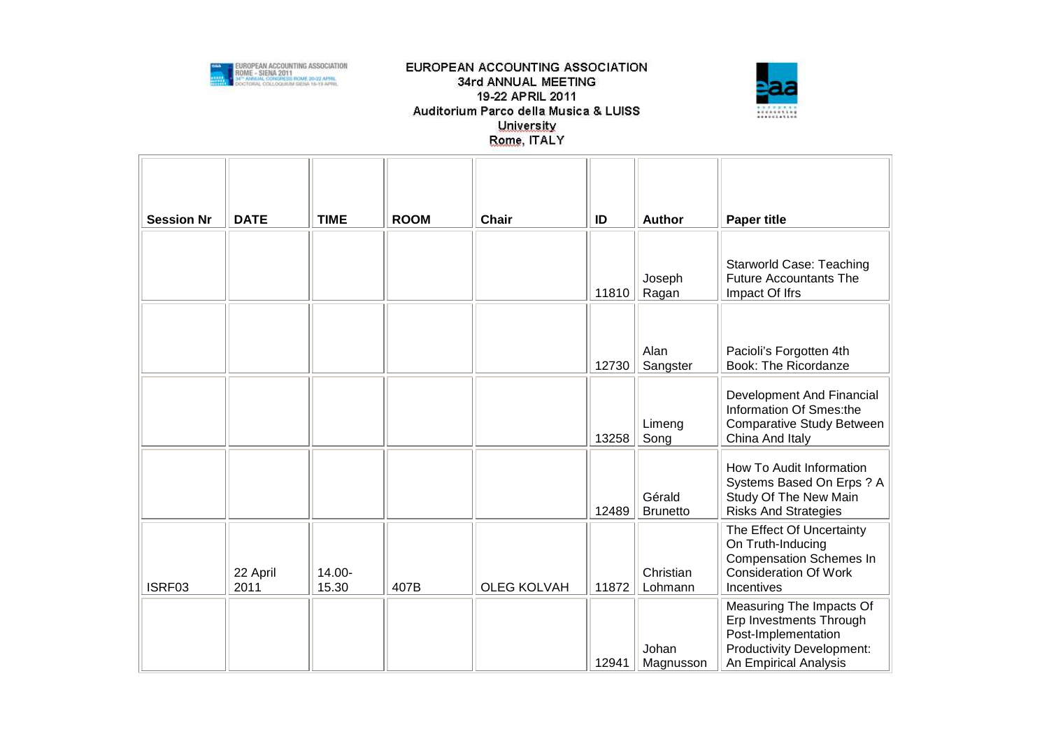# EUROPEAN ACCOUNTING ASSOCIATION
## 34rd ANNUAL MEETING
## 19-22 APRIL 2011
## Auditorium Parco della Musica & LUISS University
## Rome, ITALY

| Session Nr | DATE | TIME | ROOM | Chair | ID | Author | Paper title |
|---|---|---|---|---|---|---|---|
| | | | | | 11810 | Joseph Ragan | Starworld Case: Teaching Future Accountants The Impact Of Ifrs |
| | | | | | 12730 | Alan Sangster | Pacioli's Forgotten 4th Book: The Ricordanze |
| | | | | | 13258 | Limeng Song | Development And Financial Information Of Smes:the Comparative Study Between China And Italy |
| | | | | | 12489 | Gérald Brunetto | How To Audit Information Systems Based On Erps ? A Study Of The New Main Risks And Strategies |
| ISRF03 | 22 April 2011 | 14.00-15.30 | 407B | OLEG KOLVAH | 11872 | Christian Lohmann | The Effect Of Uncertainty On Truth-Inducing Compensation Schemes In Consideration Of Work Incentives |
| | | | | | 12941 | Johan Magnusson | Measuring The Impacts Of Erp Investments Through Post-Implementation Productivity Development: An Empirical Analysis |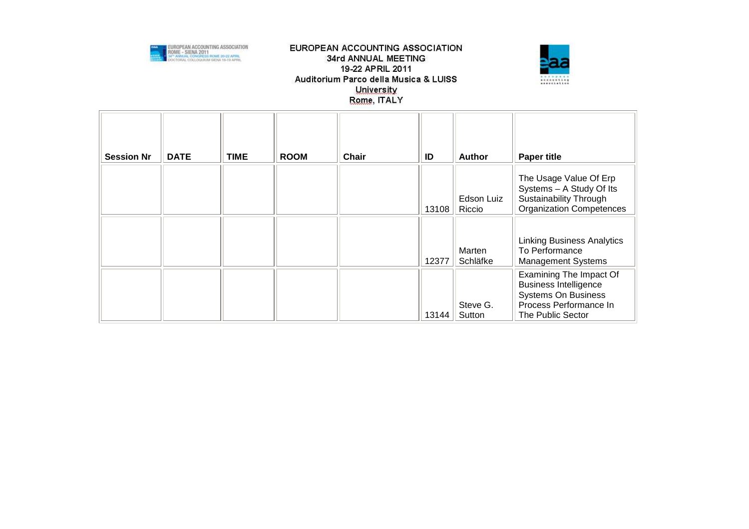EUROPEAN ACCOUNTING ASSOCIATION
34rd ANNUAL MEETING
19-22 APRIL 2011
Auditorium Parco della Musica & LUISS University
Rome, ITALY

| Session Nr | DATE | TIME | ROOM | Chair | ID | Author | Paper title |
|---|---|---|---|---|---|---|---|
| | | | | | 13108 | Edson Luiz Riccio | The Usage Value Of Erp Systems – A Study Of Its Sustainability Through Organization Competences |
| | | | | | 12377 | Marten Schläfke | Linking Business Analytics To Performance Management Systems |
| | | | | | 13144 | Steve G. Sutton | Examining The Impact Of Business Intelligence Systems On Business Process Performance In The Public Sector |